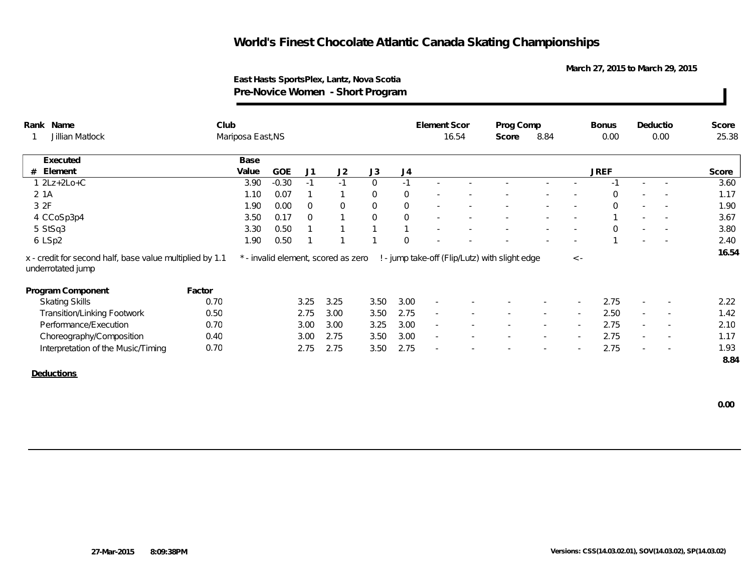# World's Finest Chocolate Atlantic Canada Skating Championships

March 27, 2015 to March 29, 2015

East Hasts SportsPlex, Lantz, Nova Scotia

**Pre-Novice Women - Short Program**

| Rank | Name | Club | Element Scor | Prog Comp Score | Bonus | Deductio | Score |
|---|---|---|---|---|---|---|---|
| 1 | Jillian Matlock | Mariposa East,NS | 16.54 | 8.84 | 0.00 | 0.00 | 25.38 |

| # | Executed Element | Base Value | GOE | J1 | J2 | J3 | J4 | | | | | | JREF | | | Score |
|---|---|---|---|---|---|---|---|---|---|---|---|---|---|---|---|---|
| 1 | 2Lz+2Lo+C | 3.90 | -0.30 | -1 | -1 | 0 | -1 | - | - | - | - | - | -1 | - | - | 3.60 |
| 2 | 1A | 1.10 | 0.07 | 1 | 1 | 0 | 0 | - | - | - | - | - | 0 | - | - | 1.17 |
| 3 | 2F | 1.90 | 0.00 | 0 | 0 | 0 | 0 | - | - | - | - | - | 0 | - | - | 1.90 |
| 4 | CCoSp3p4 | 3.50 | 0.17 | 0 | 1 | 0 | 0 | - | - | - | - | - | 1 | - | - | 3.67 |
| 5 | StSq3 | 3.30 | 0.50 | 1 | 1 | 1 | 1 | - | - | - | - | - | 0 | - | - | 3.80 |
| 6 | LSp2 | 1.90 | 0.50 | 1 | 1 | 1 | 0 | - | - | - | - | - | 1 | - | - | 2.40 |
| | | | | | | | | | | | | | | | | 16.54 |

x - credit for second half, base value multiplied by 1.1 &nbsp; * - invalid element, scored as zero &nbsp; ! - jump take-off (Flip/Lutz) with slight edge &nbsp; < - underrotated jump

| Program Component | Factor | J1 | J2 | J3 | J4 | | | | | | JREF | | | Score |
|---|---|---|---|---|---|---|---|---|---|---|---|---|---|---|
| Skating Skills | 0.70 | 3.25 | 3.25 | 3.50 | 3.00 | - | - | - | - | - | 2.75 | - | - | 2.22 |
| Transition/Linking Footwork | 0.50 | 2.75 | 3.00 | 3.50 | 2.75 | - | - | - | - | - | 2.50 | - | - | 1.42 |
| Performance/Execution | 0.70 | 3.00 | 3.00 | 3.25 | 3.00 | - | - | - | - | - | 2.75 | - | - | 2.10 |
| Choreography/Composition | 0.40 | 3.00 | 2.75 | 3.50 | 3.00 | - | - | - | - | - | 2.75 | - | - | 1.17 |
| Interpretation of the Music/Timing | 0.70 | 2.75 | 2.75 | 3.50 | 2.75 | - | - | - | - | - | 2.75 | - | - | 1.93 |
| | | | | | | | | | | | | | | 8.84 |

**Deductions**

0.00

27-Mar-2015 8:09:38PM

Versions: CSS(14.03.02.01), SOV(14.03.02), SP(14.03.02)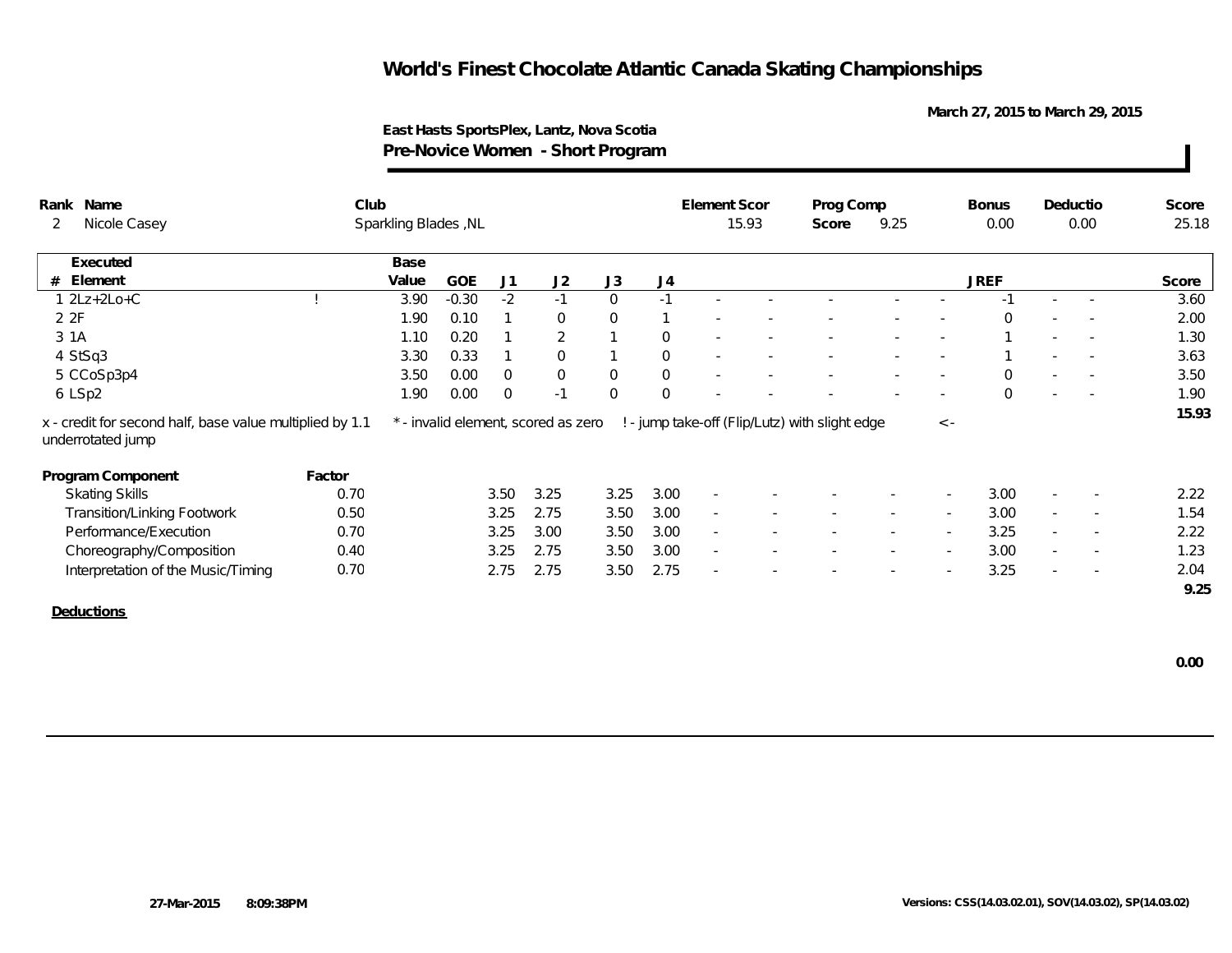# World's Finest Chocolate Atlantic Canada Skating Championships

March 27, 2015 to March 29, 2015

East Hasts SportsPlex, Lantz, Nova Scotia

**Pre-Novice Women - Short Program**

| Rank | Name | Club | Element Scor | Prog Comp Score | Bonus | Deductio | Score |
|---|---|---|---|---|---|---|---|
| 2 | Nicole Casey | Sparkling Blades ,NL | 15.93 | 9.25 | 0.00 | 0.00 | 25.18 |

| # | Executed Element | | Base Value | GOE | J1 | J2 | J3 | J4 | | | | | | | JREF | | | Score |
|---|---|---|---|---|---|---|---|---|---|---|---|---|---|---|---|---|---|---|
| 1 | 2Lz+2Lo+C | ! | 3.90 | -0.30 | -2 | -1 | 0 | -1 | - | - | - | - | - | - | -1 | - | - | 3.60 |
| 2 | 2F | | 1.90 | 0.10 | 1 | 0 | 0 | 1 | - | - | - | - | - | - | 0 | - | - | 2.00 |
| 3 | 1A | | 1.10 | 0.20 | 1 | 2 | 1 | 0 | - | - | - | - | - | - | 1 | - | - | 1.30 |
| 4 | StSq3 | | 3.30 | 0.33 | 1 | 0 | 1 | 0 | - | - | - | - | - | - | 1 | - | - | 3.63 |
| 5 | CCoSp3p4 | | 3.50 | 0.00 | 0 | 0 | 0 | 0 | - | - | - | - | - | - | 0 | - | - | 3.50 |
| 6 | LSp2 | | 1.90 | 0.00 | 0 | -1 | 0 | 0 | - | - | - | - | - | - | 0 | - | - | 1.90 |
| | | | | | | | | | | | | | | | | | | 15.93 |

x - credit for second half, base value multiplied by 1.1 &nbsp; * - invalid element, scored as zero &nbsp; ! - jump take-off (Flip/Lutz) with slight edge &nbsp; < - underrotated jump

| Program Component | Factor | J1 | J2 | J3 | J4 | | | | | | | JREF | | | Score |
|---|---|---|---|---|---|---|---|---|---|---|---|---|---|---|---|
| Skating Skills | 0.70 | 3.50 | 3.25 | 3.25 | 3.00 | - | - | - | - | - | - | 3.00 | - | - | 2.22 |
| Transition/Linking Footwork | 0.50 | 3.25 | 2.75 | 3.50 | 3.00 | - | - | - | - | - | - | 3.00 | - | - | 1.54 |
| Performance/Execution | 0.70 | 3.25 | 3.00 | 3.50 | 3.00 | - | - | - | - | - | - | 3.25 | - | - | 2.22 |
| Choreography/Composition | 0.40 | 3.25 | 2.75 | 3.50 | 3.00 | - | - | - | - | - | - | 3.00 | - | - | 1.23 |
| Interpretation of the Music/Timing | 0.70 | 2.75 | 2.75 | 3.50 | 2.75 | - | - | - | - | - | - | 3.25 | - | - | 2.04 |
| | | | | | | | | | | | | | | | 9.25 |

**Deductions**

0.00

27-Mar-2015 8:09:38PM &nbsp; Versions: CSS(14.03.02.01), SOV(14.03.02), SP(14.03.02)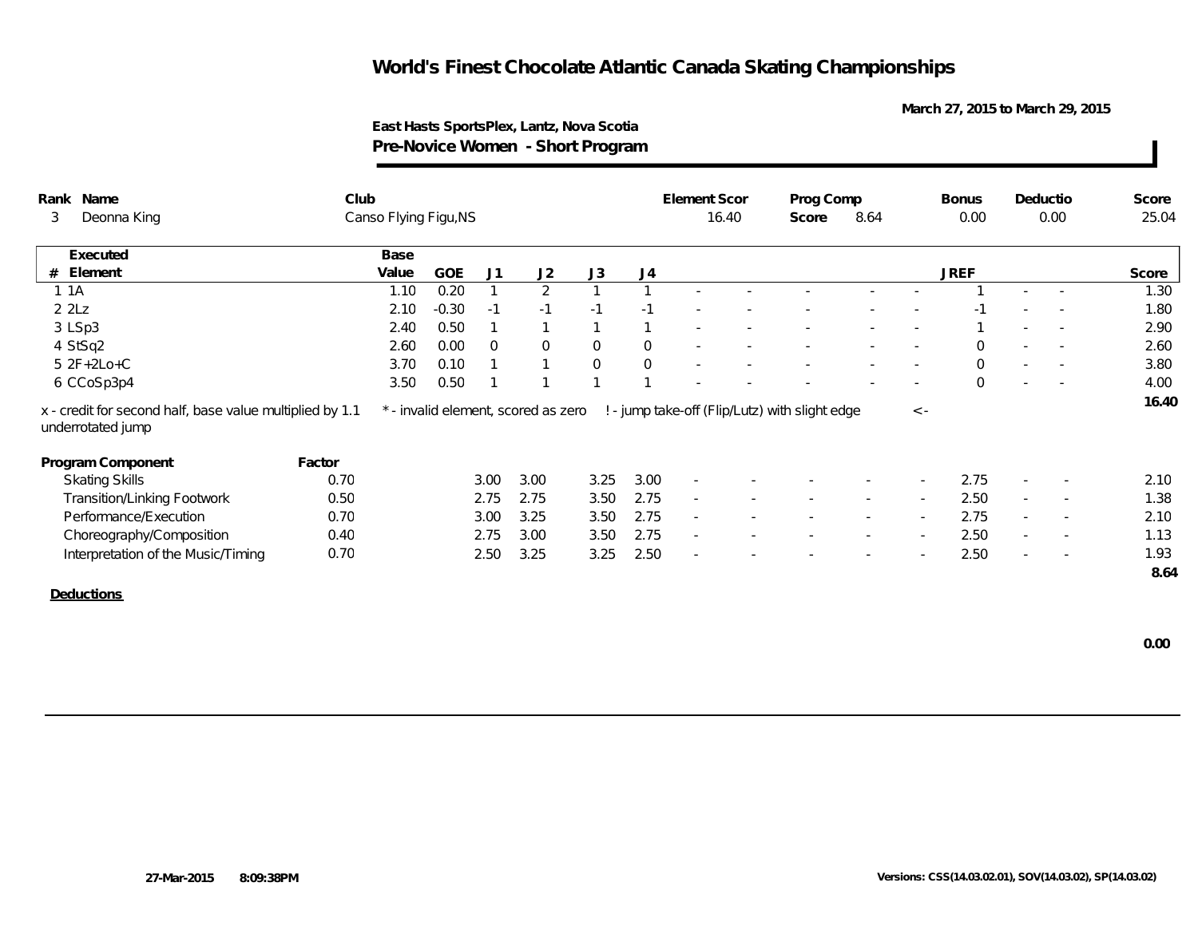# World's Finest Chocolate Atlantic Canada Skating Championships

March 27, 2015 to March 29, 2015

**East Hasts SportsPlex, Lantz, Nova Scotia**

## Pre-Novice Women - Short Program

| Rank | Name | Club | Element Scor | Prog Comp Score | Bonus | Deductio | Score |
|---|---|---|---|---|---|---|---|
| 3 | Deonna King | Canso Flying Figu,NS | 16.40 | 8.64 | 0.00 | 0.00 | 25.04 |

| # | Executed Element | Base Value | GOE | J1 | J2 | J3 | J4 | | | | | | JREF | | | Score |
|---|---|---|---|---|---|---|---|---|---|---|---|---|---|---|---|---|
| 1 | 1A | 1.10 | 0.20 | 1 | 2 | 1 | 1 | - | - | - | - | - | 1 | - | - | 1.30 |
| 2 | 2Lz | 2.10 | -0.30 | -1 | -1 | -1 | -1 | - | - | - | - | - | -1 | - | - | 1.80 |
| 3 | LSp3 | 2.40 | 0.50 | 1 | 1 | 1 | 1 | - | - | - | - | - | 1 | - | - | 2.90 |
| 4 | StSq2 | 2.60 | 0.00 | 0 | 0 | 0 | 0 | - | - | - | - | - | 0 | - | - | 2.60 |
| 5 | 2F+2Lo+C | 3.70 | 0.10 | 1 | 1 | 0 | 0 | - | - | - | - | - | 0 | - | - | 3.80 |
| 6 | CCoSp3p4 | 3.50 | 0.50 | 1 | 1 | 1 | 1 | - | - | - | - | - | 0 | - | - | 4.00 |
| | | | | | | | | | | | | | | | | 16.40 |

x - credit for second half, base value multiplied by 1.1 * - invalid element, scored as zero ! - jump take-off (Flip/Lutz) with slight edge < - underrotated jump

| Program Component | Factor | J1 | J2 | J3 | J4 | | | | | | JREF | | | Score |
|---|---|---|---|---|---|---|---|---|---|---|---|---|---|---|
| Skating Skills | 0.70 | 3.00 | 3.00 | 3.25 | 3.00 | - | - | - | - | - | 2.75 | - | - | 2.10 |
| Transition/Linking Footwork | 0.50 | 2.75 | 2.75 | 3.50 | 2.75 | - | - | - | - | - | 2.50 | - | - | 1.38 |
| Performance/Execution | 0.70 | 3.00 | 3.25 | 3.50 | 2.75 | - | - | - | - | - | 2.75 | - | - | 2.10 |
| Choreography/Composition | 0.40 | 2.75 | 3.00 | 3.50 | 2.75 | - | - | - | - | - | 2.50 | - | - | 1.13 |
| Interpretation of the Music/Timing | 0.70 | 2.50 | 3.25 | 3.25 | 2.50 | - | - | - | - | - | 2.50 | - | - | 1.93 |
| | | | | | | | | | | | | | | 8.64 |

**Deductions**

0.00

27-Mar-2015 8:09:38PM

Versions: CSS(14.03.02.01), SOV(14.03.02), SP(14.03.02)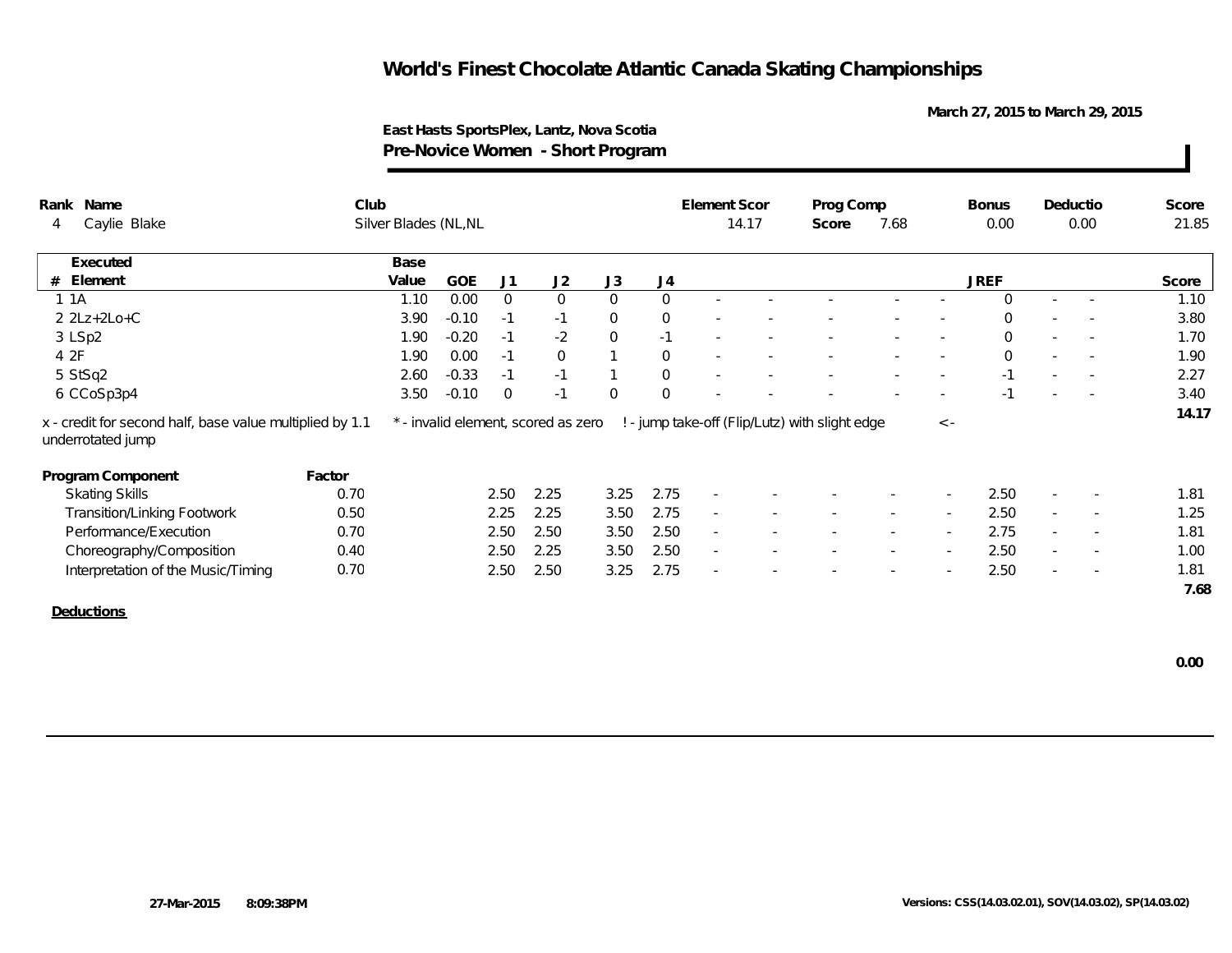# World's Finest Chocolate Atlantic Canada Skating Championships

March 27, 2015 to March 29, 2015

East Hasts SportsPlex, Lantz, Nova Scotia

**Pre-Novice Women - Short Program**

| Rank | Name | Club | Element Scor | Prog Comp Score | Bonus | Deductio | Score |
|---|---|---|---|---|---|---|---|
| 4 | Caylie Blake | Silver Blades (NL,NL | 14.17 | 7.68 | 0.00 | 0.00 | 21.85 |

| # | Executed Element | Base Value | GOE | J1 | J2 | J3 | J4 | | | | | | JREF | | | Score |
|---|---|---|---|---|---|---|---|---|---|---|---|---|---|---|---|---|
| 1 | 1A | 1.10 | 0.00 | 0 | 0 | 0 | 0 | - | - | - | - | - | 0 | - | - | 1.10 |
| 2 | 2Lz+2Lo+C | 3.90 | -0.10 | -1 | -1 | 0 | 0 | - | - | - | - | - | 0 | - | - | 3.80 |
| 3 | LSp2 | 1.90 | -0.20 | -1 | -2 | 0 | -1 | - | - | - | - | - | 0 | - | - | 1.70 |
| 4 | 2F | 1.90 | 0.00 | -1 | 0 | 1 | 0 | - | - | - | - | - | 0 | - | - | 1.90 |
| 5 | StSq2 | 2.60 | -0.33 | -1 | -1 | 1 | 0 | - | - | - | - | - | -1 | - | - | 2.27 |
| 6 | CCoSp3p4 | 3.50 | -0.10 | 0 | -1 | 0 | 0 | - | - | - | - | - | -1 | - | - | 3.40 |
| | | | | | | | | | | | | | | | | 14.17 |

x - credit for second half, base value multiplied by 1.1 &nbsp;&nbsp; * - invalid element, scored as zero &nbsp;&nbsp; ! - jump take-off (Flip/Lutz) with slight edge &nbsp;&nbsp; < - underrotated jump

| Program Component | Factor | J1 | J2 | J3 | J4 | | | | | | JREF | | | Score |
|---|---|---|---|---|---|---|---|---|---|---|---|---|---|---|
| Skating Skills | 0.70 | 2.50 | 2.25 | 3.25 | 2.75 | - | - | - | - | - | 2.50 | - | - | 1.81 |
| Transition/Linking Footwork | 0.50 | 2.25 | 2.25 | 3.50 | 2.75 | - | - | - | - | - | 2.50 | - | - | 1.25 |
| Performance/Execution | 0.70 | 2.50 | 2.50 | 3.50 | 2.50 | - | - | - | - | - | 2.75 | - | - | 1.81 |
| Choreography/Composition | 0.40 | 2.50 | 2.25 | 3.50 | 2.50 | - | - | - | - | - | 2.50 | - | - | 1.00 |
| Interpretation of the Music/Timing | 0.70 | 2.50 | 2.50 | 3.25 | 2.75 | - | - | - | - | - | 2.50 | - | - | 1.81 |
| | | | | | | | | | | | | | | 7.68 |

**Deductions**

0.00

27-Mar-2015 8:09:38PM

Versions: CSS(14.03.02.01), SOV(14.03.02), SP(14.03.02)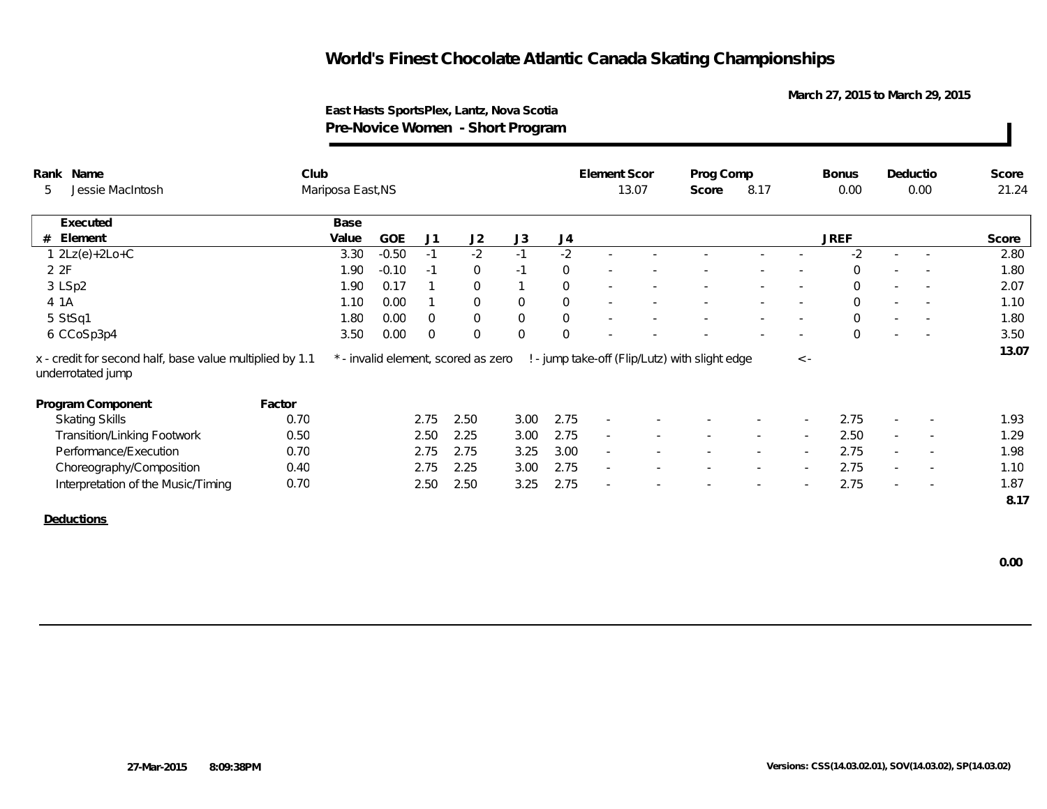# World's Finest Chocolate Atlantic Canada Skating Championships

March 27, 2015 to March 29, 2015

East Hasts SportsPlex, Lantz, Nova Scotia

**Pre-Novice Women - Short Program**

| Rank | Name | Club | Element Scor | Prog Comp Score | Bonus | Deductio | Score |
|---|---|---|---|---|---|---|---|
| 5 | Jessie MacIntosh | Mariposa East,NS | 13.07 | 8.17 | 0.00 | 0.00 | 21.24 |

| # | Executed Element | Base Value | GOE | J1 | J2 | J3 | J4 | | | | | | JREF | | | Score |
|---|---|---|---|---|---|---|---|---|---|---|---|---|---|---|---|---|
| 1 | 2Lz(e)+2Lo+C | 3.30 | -0.50 | -1 | -2 | -1 | -2 | - | - | - | - | - | -2 | - | - | 2.80 |
| 2 | 2F | 1.90 | -0.10 | -1 | 0 | -1 | 0 | - | - | - | - | - | 0 | - | - | 1.80 |
| 3 | LSp2 | 1.90 | 0.17 | 1 | 0 | 1 | 0 | - | - | - | - | - | 0 | - | - | 2.07 |
| 4 | 1A | 1.10 | 0.00 | 1 | 0 | 0 | 0 | - | - | - | - | - | 0 | - | - | 1.10 |
| 5 | StSq1 | 1.80 | 0.00 | 0 | 0 | 0 | 0 | - | - | - | - | - | 0 | - | - | 1.80 |
| 6 | CCoSp3p4 | 3.50 | 0.00 | 0 | 0 | 0 | 0 | - | - | - | - | - | 0 | - | - | 3.50 |
| | | | | | | | | | | | | | | | | 13.07 |

x - credit for second half, base value multiplied by 1.1 &nbsp;&nbsp; * - invalid element, scored as zero &nbsp;&nbsp; ! - jump take-off (Flip/Lutz) with slight edge &nbsp;&nbsp; < - underrotated jump

| Program Component | Factor | J1 | J2 | J3 | J4 | | | | | | JREF | | | Score |
|---|---|---|---|---|---|---|---|---|---|---|---|---|---|---|
| Skating Skills | 0.70 | 2.75 | 2.50 | 3.00 | 2.75 | - | - | - | - | - | 2.75 | - | - | 1.93 |
| Transition/Linking Footwork | 0.50 | 2.50 | 2.25 | 3.00 | 2.75 | - | - | - | - | - | 2.50 | - | - | 1.29 |
| Performance/Execution | 0.70 | 2.75 | 2.75 | 3.25 | 3.00 | - | - | - | - | - | 2.75 | - | - | 1.98 |
| Choreography/Composition | 0.40 | 2.75 | 2.25 | 3.00 | 2.75 | - | - | - | - | - | 2.75 | - | - | 1.10 |
| Interpretation of the Music/Timing | 0.70 | 2.50 | 2.50 | 3.25 | 2.75 | - | - | - | - | - | 2.75 | - | - | 1.87 |
| | | | | | | | | | | | | | | 8.17 |

**Deductions**

0.00

27-Mar-2015 8:09:38PM

Versions: CSS(14.03.02.01), SOV(14.03.02), SP(14.03.02)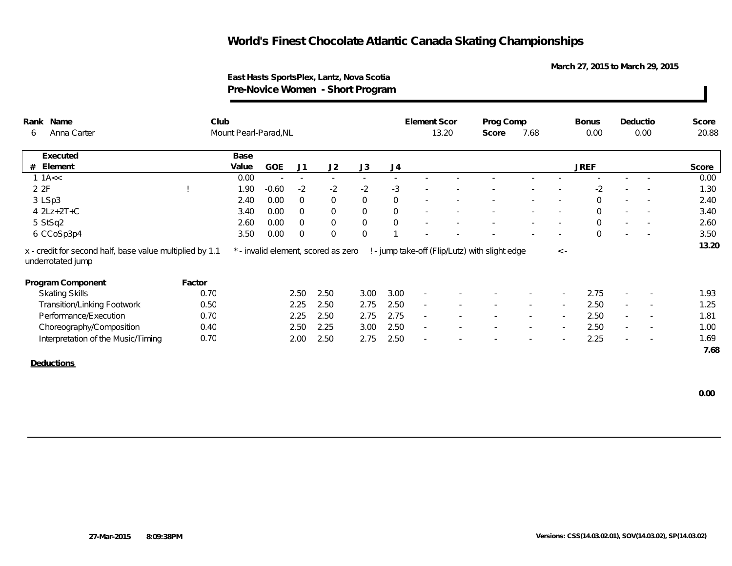# World's Finest Chocolate Atlantic Canada Skating Championships

March 27, 2015 to March 29, 2015

East Hasts SportsPlex, Lantz, Nova Scotia

**Pre-Novice Women - Short Program**

| Rank | Name | Club | Element Scor | Prog Comp Score | Bonus | Deductio | Score |
|---|---|---|---|---|---|---|---|
| 6 | Anna Carter | Mount Pearl-Parad,NL | 13.20 | 7.68 | 0.00 | 0.00 | 20.88 |

| # | Executed Element | | Base Value | GOE | J1 | J2 | J3 | J4 | | | | | | | JREF | | | Score |
|---|---|---|---|---|---|---|---|---|---|---|---|---|---|---|---|---|---|---|
| 1 | 1A<< | | 0.00 | - | - | - | - | - | - | - | - | - | - | - | - | - | - | 0.00 |
| 2 | 2F | ! | 1.90 | -0.60 | -2 | -2 | -2 | -3 | - | - | - | - | - | - | -2 | - | - | 1.30 |
| 3 | LSp3 | | 2.40 | 0.00 | 0 | 0 | 0 | 0 | - | - | - | - | - | - | 0 | - | - | 2.40 |
| 4 | 2Lz+2T+C | | 3.40 | 0.00 | 0 | 0 | 0 | 0 | - | - | - | - | - | - | 0 | - | - | 3.40 |
| 5 | StSq2 | | 2.60 | 0.00 | 0 | 0 | 0 | 0 | - | - | - | - | - | - | 0 | - | - | 2.60 |
| 6 | CCoSp3p4 | | 3.50 | 0.00 | 0 | 0 | 0 | 1 | - | - | - | - | - | - | 0 | - | - | 3.50 |
| | | | | | | | | | | | | | | | | | | 13.20 |

x - credit for second half, base value multiplied by 1.1 &nbsp;&nbsp; * - invalid element, scored as zero &nbsp;&nbsp; ! - jump take-off (Flip/Lutz) with slight edge &nbsp;&nbsp; < - underrotated jump

| Program Component | Factor | J1 | J2 | J3 | J4 | | | | | | | JREF | | | Score |
|---|---|---|---|---|---|---|---|---|---|---|---|---|---|---|---|
| Skating Skills | 0.70 | 2.50 | 2.50 | 3.00 | 3.00 | - | - | - | - | - | - | 2.75 | - | - | 1.93 |
| Transition/Linking Footwork | 0.50 | 2.25 | 2.50 | 2.75 | 2.50 | - | - | - | - | - | - | 2.50 | - | - | 1.25 |
| Performance/Execution | 0.70 | 2.25 | 2.50 | 2.75 | 2.75 | - | - | - | - | - | - | 2.50 | - | - | 1.81 |
| Choreography/Composition | 0.40 | 2.50 | 2.25 | 3.00 | 2.50 | - | - | - | - | - | - | 2.50 | - | - | 1.00 |
| Interpretation of the Music/Timing | 0.70 | 2.00 | 2.50 | 2.75 | 2.50 | - | - | - | - | - | - | 2.25 | - | - | 1.69 |
| | | | | | | | | | | | | | | | 7.68 |

**Deductions**

0.00

27-Mar-2015 8:09:38PM

Versions: CSS(14.03.02.01), SOV(14.03.02), SP(14.03.02)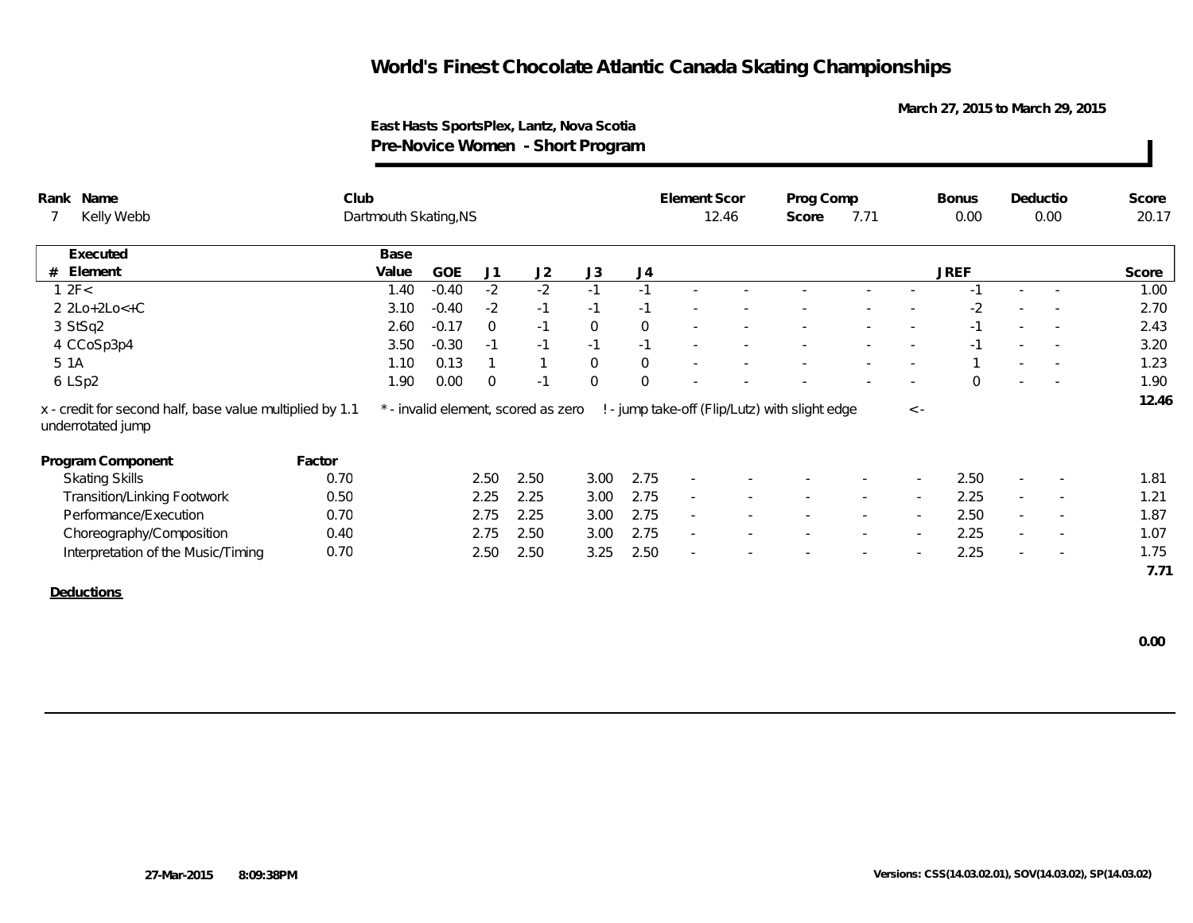# World's Finest Chocolate Atlantic Canada Skating Championships

March 27, 2015 to March 29, 2015

**East Hasts SportsPlex, Lantz, Nova Scotia**

## Pre-Novice Women - Short Program

| Rank | Name | Club | Element Scor | Prog Comp Score | Bonus | Deductio | Score |
|---|---|---|---|---|---|---|---|
| 7 | Kelly Webb | Dartmouth Skating,NS | 12.46 | 7.71 | 0.00 | 0.00 | 20.17 |

| # | Executed Element | Base Value | GOE | J1 | J2 | J3 | J4 | | | | | | JREF | | | Score |
|---|---|---|---|---|---|---|---|---|---|---|---|---|---|---|---|---|
| 1 | 2F< | 1.40 | -0.40 | -2 | -2 | -1 | -1 | - | - | - | - | - | -1 | - | - | 1.00 |
| 2 | 2Lo+2Lo<+C | 3.10 | -0.40 | -2 | -1 | -1 | -1 | - | - | - | - | - | -2 | - | - | 2.70 |
| 3 | StSq2 | 2.60 | -0.17 | 0 | -1 | 0 | 0 | - | - | - | - | - | -1 | - | - | 2.43 |
| 4 | CCoSp3p4 | 3.50 | -0.30 | -1 | -1 | -1 | -1 | - | - | - | - | - | -1 | - | - | 3.20 |
| 5 | 1A | 1.10 | 0.13 | 1 | 1 | 0 | 0 | - | - | - | - | - | 1 | - | - | 1.23 |
| 6 | LSp2 | 1.90 | 0.00 | 0 | -1 | 0 | 0 | - | - | - | - | - | 0 | - | - | 1.90 |
| | | | | | | | | | | | | | | | | 12.46 |

x - credit for second half, base value multiplied by 1.1 &nbsp;&nbsp; * - invalid element, scored as zero &nbsp;&nbsp; ! - jump take-off (Flip/Lutz) with slight edge &nbsp;&nbsp; < - underrotated jump

| Program Component | Factor | J1 | J2 | J3 | J4 | | | | | | JREF | | | Score |
|---|---|---|---|---|---|---|---|---|---|---|---|---|---|---|
| Skating Skills | 0.70 | 2.50 | 2.50 | 3.00 | 2.75 | - | - | - | - | - | 2.50 | - | - | 1.81 |
| Transition/Linking Footwork | 0.50 | 2.25 | 2.25 | 3.00 | 2.75 | - | - | - | - | - | 2.25 | - | - | 1.21 |
| Performance/Execution | 0.70 | 2.75 | 2.25 | 3.00 | 2.75 | - | - | - | - | - | 2.50 | - | - | 1.87 |
| Choreography/Composition | 0.40 | 2.75 | 2.50 | 3.00 | 2.75 | - | - | - | - | - | 2.25 | - | - | 1.07 |
| Interpretation of the Music/Timing | 0.70 | 2.50 | 2.50 | 3.25 | 2.50 | - | - | - | - | - | 2.25 | - | - | 1.75 |
| | | | | | | | | | | | | | | 7.71 |

**Deductions**

0.00

27-Mar-2015 8:09:38PM

Versions: CSS(14.03.02.01), SOV(14.03.02), SP(14.03.02)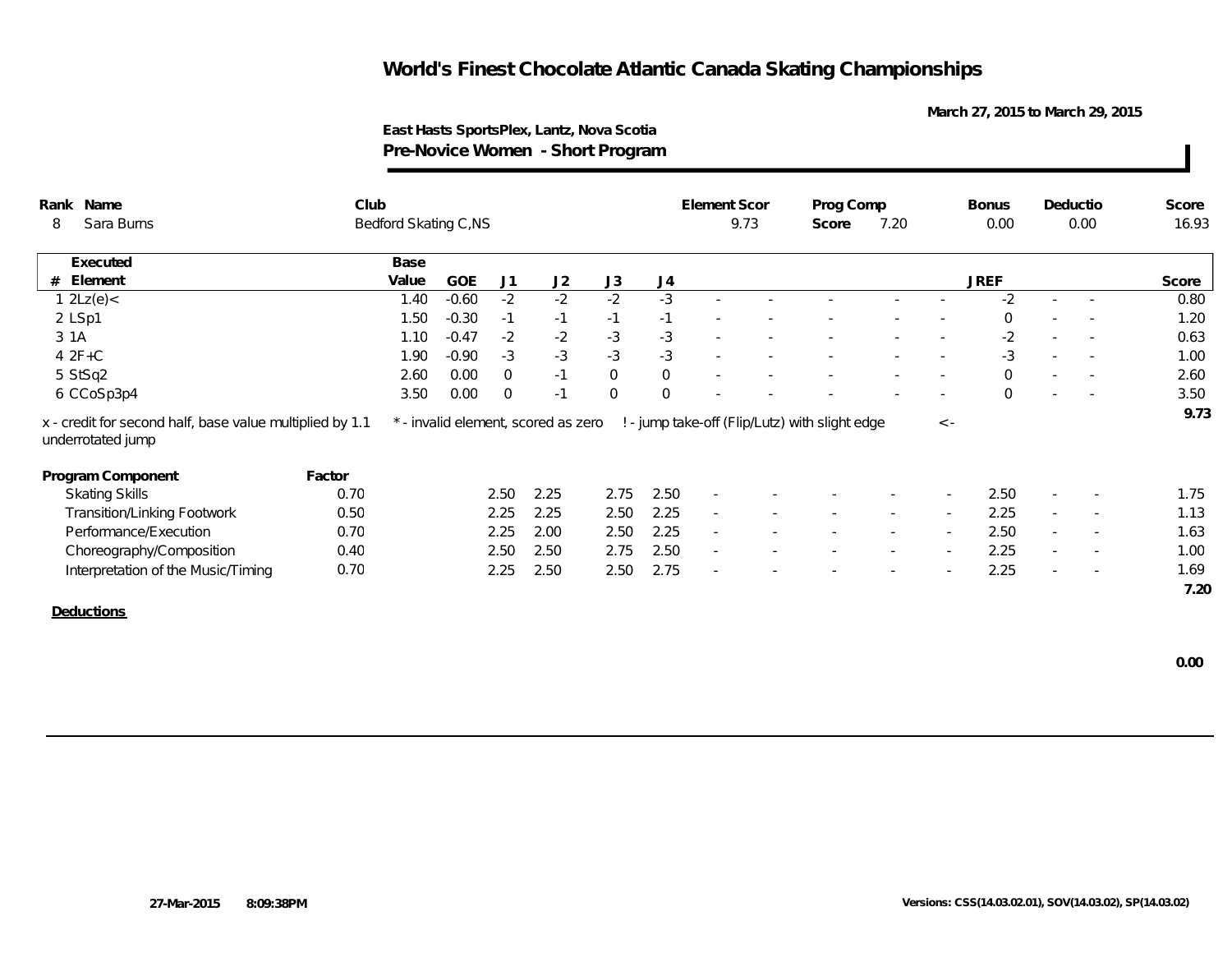# World's Finest Chocolate Atlantic Canada Skating Championships

March 27, 2015 to March 29, 2015

East Hasts SportsPlex, Lantz, Nova Scotia

**Pre-Novice Women - Short Program**

| Rank | Name | Club | Element Scor | Prog Comp Score | Bonus | Deductio | Score |
|---|---|---|---|---|---|---|---|
| 8 | Sara Burns | Bedford Skating C,NS | 9.73 | 7.20 | 0.00 | 0.00 | 16.93 |

| # | Executed Element | Base Value | GOE | J1 | J2 | J3 | J4 | | | | | | JREF | | | Score |
|---|---|---|---|---|---|---|---|---|---|---|---|---|---|---|---|---|
| 1 | 2Lz(e)< | 1.40 | -0.60 | -2 | -2 | -2 | -3 | - | - | - | - | - | -2 | - | - | 0.80 |
| 2 | LSp1 | 1.50 | -0.30 | -1 | -1 | -1 | -1 | - | - | - | - | - | 0 | - | - | 1.20 |
| 3 | 1A | 1.10 | -0.47 | -2 | -2 | -3 | -3 | - | - | - | - | - | -2 | - | - | 0.63 |
| 4 | 2F+C | 1.90 | -0.90 | -3 | -3 | -3 | -3 | - | - | - | - | - | -3 | - | - | 1.00 |
| 5 | StSq2 | 2.60 | 0.00 | 0 | -1 | 0 | 0 | - | - | - | - | - | 0 | - | - | 2.60 |
| 6 | CCoSp3p4 | 3.50 | 0.00 | 0 | -1 | 0 | 0 | - | - | - | - | - | 0 | - | - | 3.50 |
| | | | | | | | | | | | | | | | | 9.73 |

x - credit for second half, base value multiplied by 1.1 &nbsp;&nbsp; * - invalid element, scored as zero &nbsp;&nbsp; ! - jump take-off (Flip/Lutz) with slight edge &nbsp;&nbsp; < - underrotated jump

| Program Component | Factor | J1 | J2 | J3 | J4 | | | | | | JREF | | | Score |
|---|---|---|---|---|---|---|---|---|---|---|---|---|---|---|
| Skating Skills | 0.70 | 2.50 | 2.25 | 2.75 | 2.50 | - | - | - | - | - | 2.50 | - | - | 1.75 |
| Transition/Linking Footwork | 0.50 | 2.25 | 2.25 | 2.50 | 2.25 | - | - | - | - | - | 2.25 | - | - | 1.13 |
| Performance/Execution | 0.70 | 2.25 | 2.00 | 2.50 | 2.25 | - | - | - | - | - | 2.50 | - | - | 1.63 |
| Choreography/Composition | 0.40 | 2.50 | 2.50 | 2.75 | 2.50 | - | - | - | - | - | 2.25 | - | - | 1.00 |
| Interpretation of the Music/Timing | 0.70 | 2.25 | 2.50 | 2.50 | 2.75 | - | - | - | - | - | 2.25 | - | - | 1.69 |
| | | | | | | | | | | | | | | 7.20 |

**Deductions**

0.00

27-Mar-2015 8:09:38PM

Versions: CSS(14.03.02.01), SOV(14.03.02), SP(14.03.02)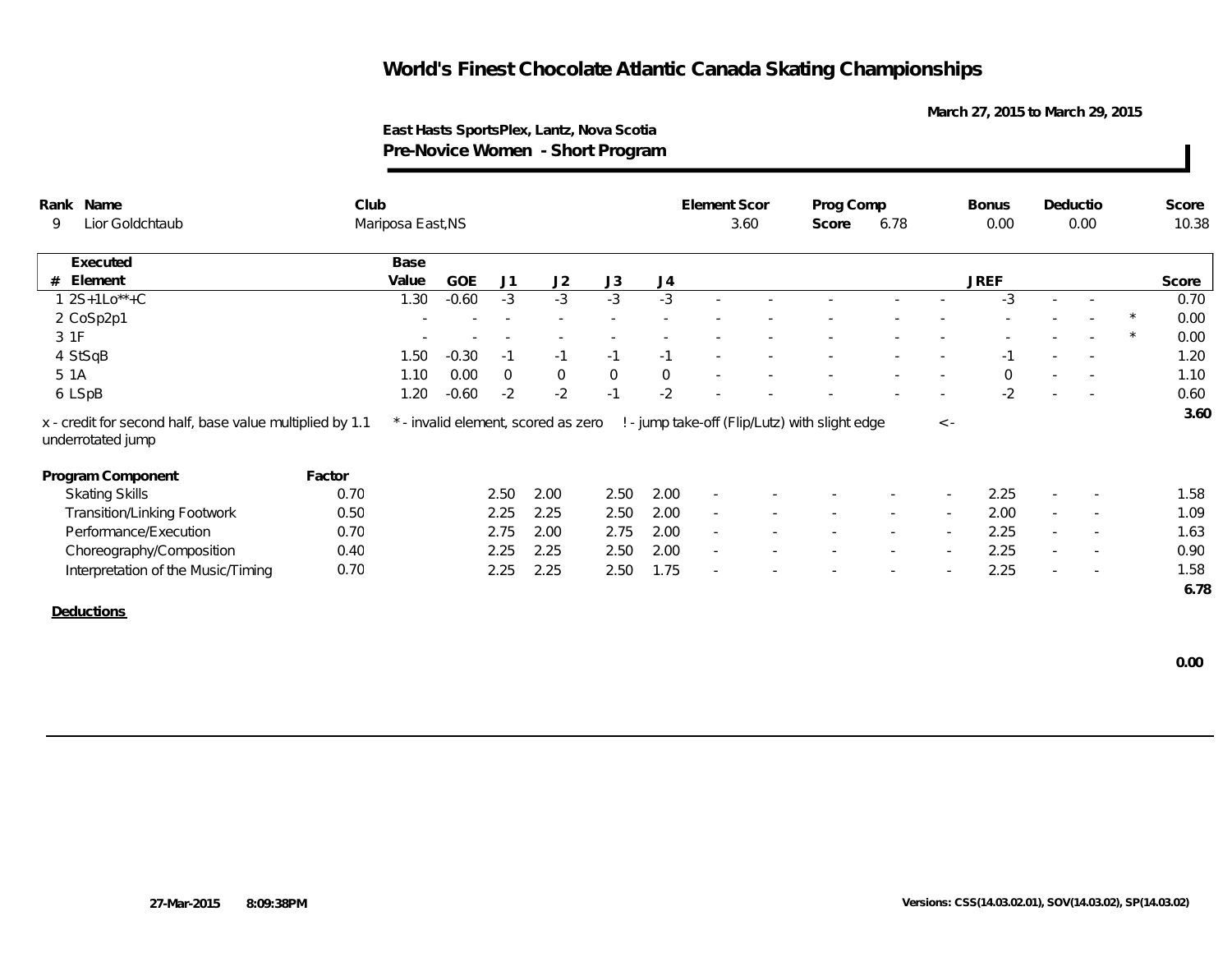# World's Finest Chocolate Atlantic Canada Skating Championships

March 27, 2015 to March 29, 2015

East Hasts SportsPlex, Lantz, Nova Scotia

**Pre-Novice Women - Short Program**

| Rank | Name | Club | Element Scor | Prog Comp Score | Bonus | Deductio | Score |
|---|---|---|---|---|---|---|---|
| 9 | Lior Goldchtaub | Mariposa East,NS | 3.60 | 6.78 | 0.00 | 0.00 | 10.38 |

| # | Executed Element | Base Value | GOE | J1 | J2 | J3 | J4 | | | | | | JREF | | | | Score |
|---|---|---|---|---|---|---|---|---|---|---|---|---|---|---|---|---|---|
| 1 | 2S+1Lo**+C | 1.30 | -0.60 | -3 | -3 | -3 | -3 | - | - | - | - | - | -3 | - | - | | 0.70 |
| 2 | CoSp2p1 | - | - | - | - | - | - | - | - | - | - | - | - | - | - | * | 0.00 |
| 3 | 1F | - | - | - | - | - | - | - | - | - | - | - | - | - | - | * | 0.00 |
| 4 | StSqB | 1.50 | -0.30 | -1 | -1 | -1 | -1 | - | - | - | - | - | -1 | - | - | | 1.20 |
| 5 | 1A | 1.10 | 0.00 | 0 | 0 | 0 | 0 | - | - | - | - | - | 0 | - | - | | 1.10 |
| 6 | LSpB | 1.20 | -0.60 | -2 | -2 | -1 | -2 | - | - | - | - | - | -2 | - | - | | 0.60 |
| | | | | | | | | | | | | | | | | | 3.60 |

x - credit for second half, base value multiplied by 1.1 &nbsp;&nbsp; * - invalid element, scored as zero &nbsp;&nbsp; ! - jump take-off (Flip/Lutz) with slight edge &nbsp;&nbsp; <- underrotated jump

| Program Component | Factor | J1 | J2 | J3 | J4 | | | | | | JREF | | | Score |
|---|---|---|---|---|---|---|---|---|---|---|---|---|---|---|
| Skating Skills | 0.70 | 2.50 | 2.00 | 2.50 | 2.00 | - | - | - | - | - | 2.25 | - | - | 1.58 |
| Transition/Linking Footwork | 0.50 | 2.25 | 2.25 | 2.50 | 2.00 | - | - | - | - | - | 2.00 | - | - | 1.09 |
| Performance/Execution | 0.70 | 2.75 | 2.00 | 2.75 | 2.00 | - | - | - | - | - | 2.25 | - | - | 1.63 |
| Choreography/Composition | 0.40 | 2.25 | 2.25 | 2.50 | 2.00 | - | - | - | - | - | 2.25 | - | - | 0.90 |
| Interpretation of the Music/Timing | 0.70 | 2.25 | 2.25 | 2.50 | 1.75 | - | - | - | - | - | 2.25 | - | - | 1.58 |
| | | | | | | | | | | | | | | 6.78 |

**Deductions**

0.00

27-Mar-2015 8:09:38PM

Versions: CSS(14.03.02.01), SOV(14.03.02), SP(14.03.02)